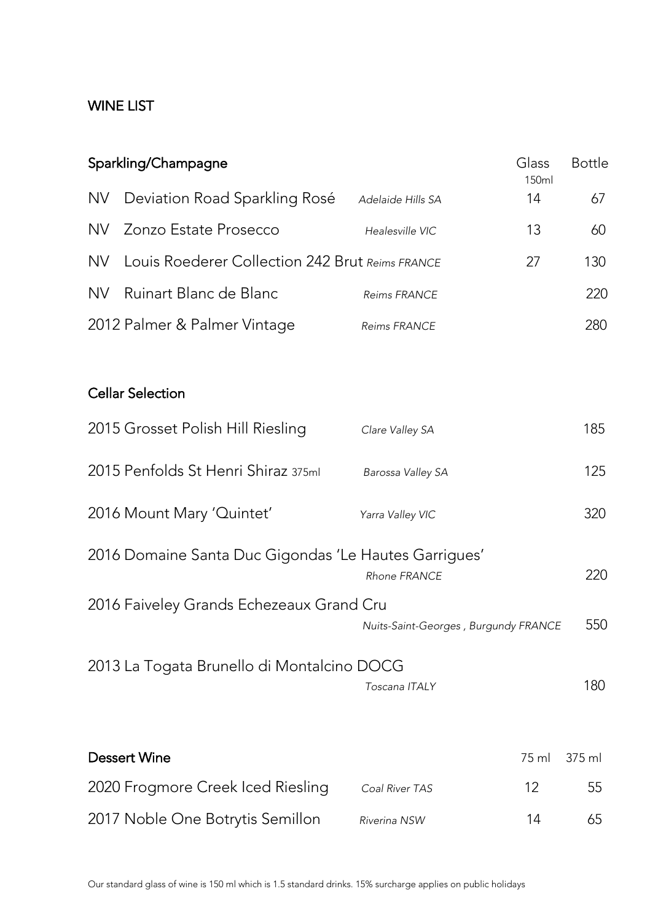# WINE LIST

## Sparkling/Champagne

| | Wine | Region | Glass 150ml | Bottle |
|---|---|---|---|---|
| NV | Deviation Road Sparkling Rosé | *Adelaide Hills SA* | 14 | 67 |
| NV | Zonzo Estate Prosecco | *Healesville VIC* | 13 | 60 |
| NV | Louis Roederer Collection 242 Brut | *Reims FRANCE* | 27 | 130 |
| NV | Ruinart Blanc de Blanc | *Reims FRANCE* | | 220 |
| 2012 | Palmer & Palmer Vintage | *Reims FRANCE* | | 280 |

## Cellar Selection

| Wine | Region | Bottle |
|---|---|---|
| 2015 Grosset Polish Hill Riesling | *Clare Valley SA* | 185 |
| 2015 Penfolds St Henri Shiraz 375ml | *Barossa Valley SA* | 125 |
| 2016 Mount Mary 'Quintet' | *Yarra Valley VIC* | 320 |
| 2016 Domaine Santa Duc Gigondas 'Le Hautes Garrigues' | *Rhone FRANCE* | 220 |
| 2016 Faiveley Grands Echezeaux Grand Cru | *Nuits-Saint-Georges , Burgundy FRANCE* | 550 |
| 2013 La Togata Brunello di Montalcino DOCG | *Toscana ITALY* | 180 |

## Dessert Wine

| Wine | Region | 75 ml | 375 ml |
|---|---|---|---|
| 2020 Frogmore Creek Iced Riesling | *Coal River TAS* | 12 | 55 |
| 2017 Noble One Botrytis Semillon | *Riverina NSW* | 14 | 65 |

Our standard glass of wine is 150 ml which is 1.5 standard drinks. 15% surcharge applies on public holidays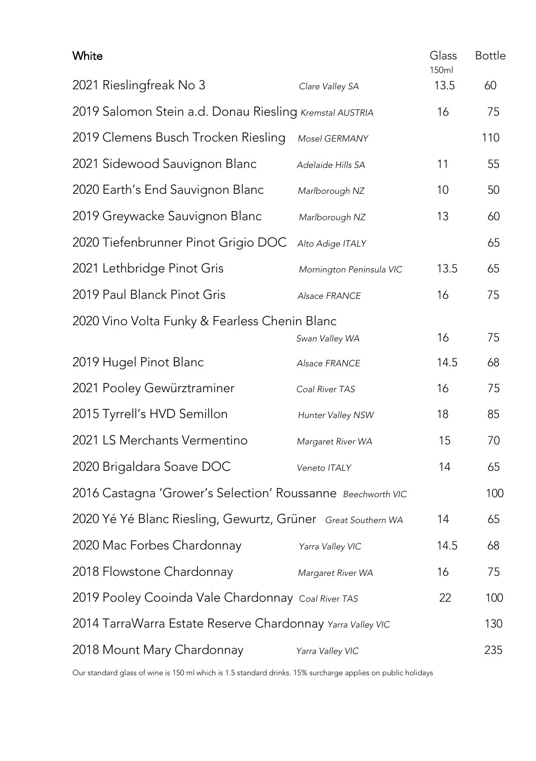| White | | Glass 150ml | Bottle |
|---|---|---|---|
| 2021 Rieslingfreak No 3 | *Clare Valley SA* | 13.5 | 60 |
| 2019 Salomon Stein a.d. Donau Riesling | *Kremstal AUSTRIA* | 16 | 75 |
| 2019 Clemens Busch Trocken Riesling | *Mosel GERMANY* | | 110 |
| 2021 Sidewood Sauvignon Blanc | *Adelaide Hills SA* | 11 | 55 |
| 2020 Earth's End Sauvignon Blanc | *Marlborough NZ* | 10 | 50 |
| 2019 Greywacke Sauvignon Blanc | *Marlborough NZ* | 13 | 60 |
| 2020 Tiefenbrunner Pinot Grigio DOC | *Alto Adige ITALY* | | 65 |
| 2021 Lethbridge Pinot Gris | *Mornington Peninsula VIC* | 13.5 | 65 |
| 2019 Paul Blanck Pinot Gris | *Alsace FRANCE* | 16 | 75 |
| 2020 Vino Volta Funky & Fearless Chenin Blanc | *Swan Valley WA* | 16 | 75 |
| 2019 Hugel Pinot Blanc | *Alsace FRANCE* | 14.5 | 68 |
| 2021 Pooley Gewürztraminer | *Coal River TAS* | 16 | 75 |
| 2015 Tyrrell's HVD Semillon | *Hunter Valley NSW* | 18 | 85 |
| 2021 LS Merchants Vermentino | *Margaret River WA* | 15 | 70 |
| 2020 Brigaldara Soave DOC | *Veneto ITALY* | 14 | 65 |
| 2016 Castagna 'Grower's Selection' Roussanne | *Beechworth VIC* | | 100 |
| 2020 Yé Yé Blanc Riesling, Gewurtz, Grüner | *Great Southern WA* | 14 | 65 |
| 2020 Mac Forbes Chardonnay | *Yarra Valley VIC* | 14.5 | 68 |
| 2018 Flowstone Chardonnay | *Margaret River WA* | 16 | 75 |
| 2019 Pooley Cooinda Vale Chardonnay | *Coal River TAS* | 22 | 100 |
| 2014 TarraWarra Estate Reserve Chardonnay | *Yarra Valley VIC* | | 130 |
| 2018 Mount Mary Chardonnay | *Yarra Valley VIC* | | 235 |

Our standard glass of wine is 150 ml which is 1.5 standard drinks. 15% surcharge applies on public holidays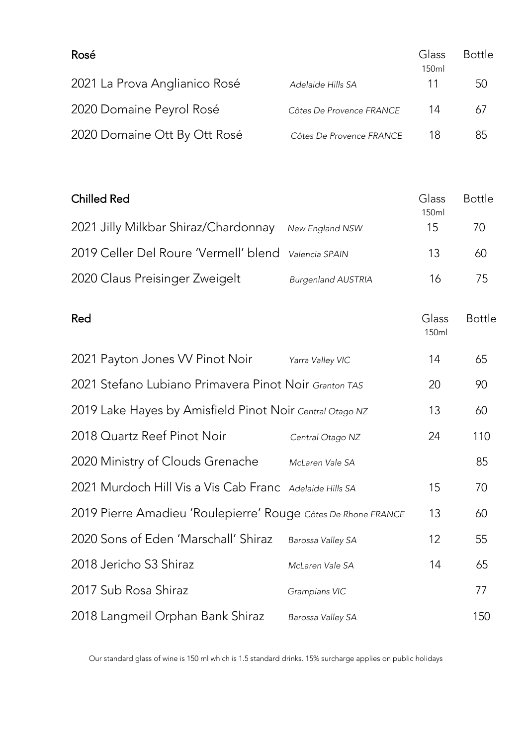## Rosé

| | | Glass 150ml | Bottle |
|---|---|---|---|
| 2021 La Prova Anglianico Rosé | *Adelaide Hills SA* | 11 | 50 |
| 2020 Domaine Peyrol Rosé | *Côtes De Provence FRANCE* | 14 | 67 |
| 2020 Domaine Ott By Ott Rosé | *Côtes De Provence FRANCE* | 18 | 85 |

## Chilled Red

| | | Glass 150ml | Bottle |
|---|---|---|---|
| 2021 Jilly Milkbar Shiraz/Chardonnay | *New England NSW* | 15 | 70 |
| 2019 Celler Del Roure 'Vermell' blend | *Valencia SPAIN* | 13 | 60 |
| 2020 Claus Preisinger Zweigelt | *Burgenland AUSTRIA* | 16 | 75 |

## Red

| | | Glass 150ml | Bottle |
|---|---|---|---|
| 2021 Payton Jones VV Pinot Noir | *Yarra Valley VIC* | 14 | 65 |
| 2021 Stefano Lubiano Primavera Pinot Noir | *Granton TAS* | 20 | 90 |
| 2019 Lake Hayes by Amisfield Pinot Noir | *Central Otago NZ* | 13 | 60 |
| 2018 Quartz Reef Pinot Noir | *Central Otago NZ* | 24 | 110 |
| 2020 Ministry of Clouds Grenache | *McLaren Vale SA* | | 85 |
| 2021 Murdoch Hill Vis a Vis Cab Franc | *Adelaide Hills SA* | 15 | 70 |
| 2019 Pierre Amadieu 'Roulepierre' Rouge | *Côtes De Rhone FRANCE* | 13 | 60 |
| 2020 Sons of Eden 'Marschall' Shiraz | *Barossa Valley SA* | 12 | 55 |
| 2018 Jericho S3 Shiraz | *McLaren Vale SA* | 14 | 65 |
| 2017 Sub Rosa Shiraz | *Grampians VIC* | | 77 |
| 2018 Langmeil Orphan Bank Shiraz | *Barossa Valley SA* | | 150 |

Our standard glass of wine is 150 ml which is 1.5 standard drinks. 15% surcharge applies on public holidays